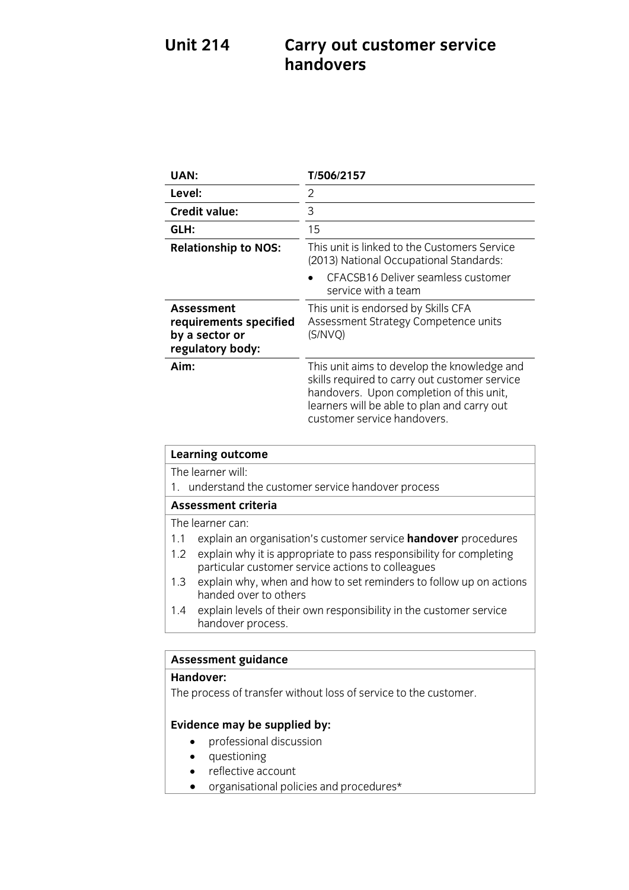# Unit 214 Carry out customer service handovers

| | |
|---|---|
| **UAN:** | **T/506/2157** |
| **Level:** | 2 |
| **Credit value:** | 3 |
| **GLH:** | 15 |
| **Relationship to NOS:** | This unit is linked to the Customers Service (2013) National Occupational Standards:<br>• CFACSB16 Deliver seamless customer service with a team |
| **Assessment requirements specified by a sector or regulatory body:** | This unit is endorsed by Skills CFA Assessment Strategy Competence units (S/NVQ) |
| **Aim:** | This unit aims to develop the knowledge and skills required to carry out customer service handovers. Upon completion of this unit, learners will be able to plan and carry out customer service handovers. |

| **Learning outcome** |
|---|
| The learner will:<br>1. understand the customer service handover process |
| **Assessment criteria** |
| The learner can:<br>1.1 explain an organisation's customer service **handover** procedures<br>1.2 explain why it is appropriate to pass responsibility for completing particular customer service actions to colleagues<br>1.3 explain why, when and how to set reminders to follow up on actions handed over to others<br>1.4 explain levels of their own responsibility in the customer service handover process. |

| **Assessment guidance** |
|---|
| **Handover:**<br>The process of transfer without loss of service to the customer.<br><br>**Evidence may be supplied by:**<br>• professional discussion<br>• questioning<br>• reflective account<br>• organisational policies and procedures* |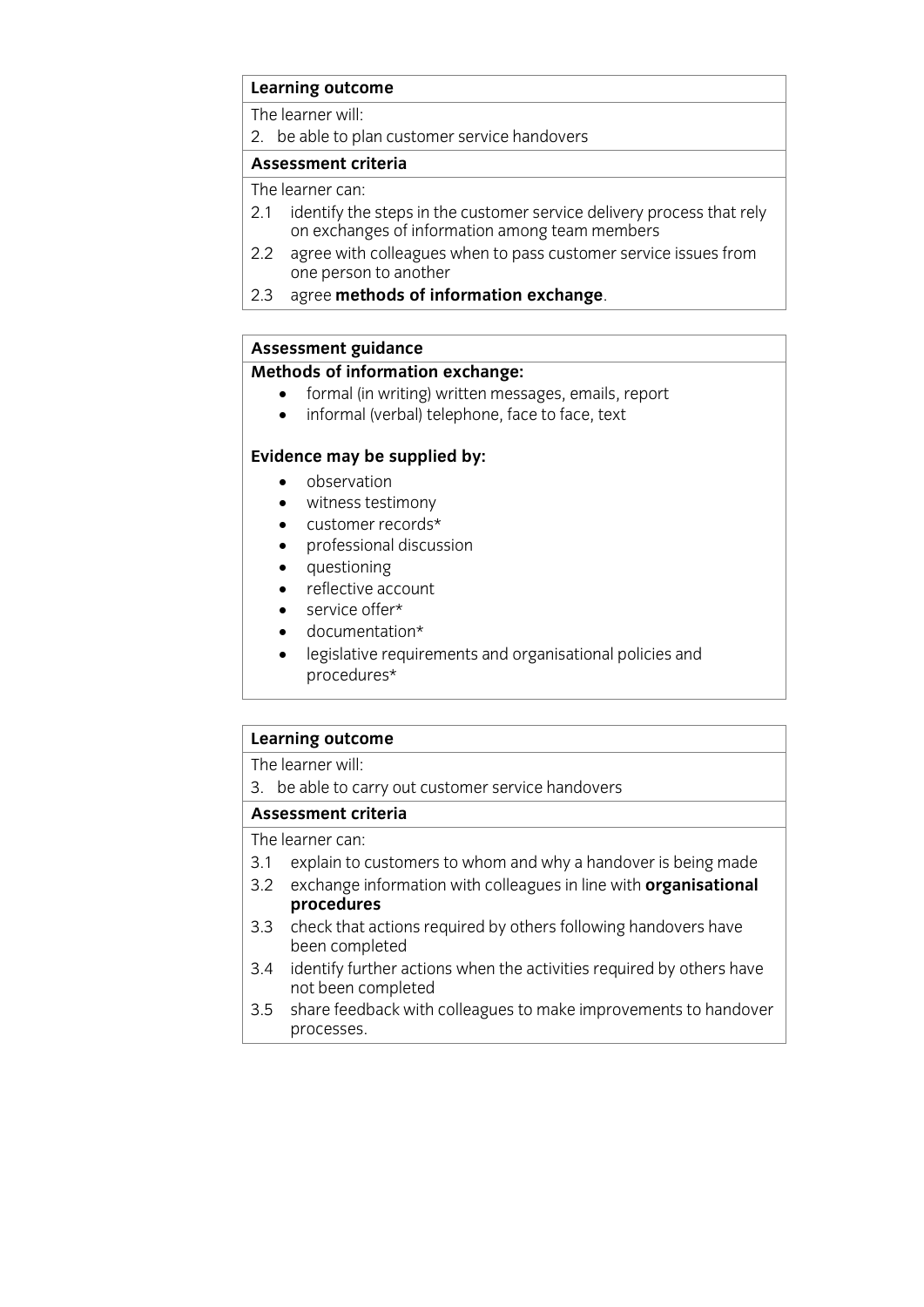**Learning outcome**

The learner will:

2. be able to plan customer service handovers

**Assessment criteria**

The learner can:

2.1 identify the steps in the customer service delivery process that rely on exchanges of information among team members

2.2 agree with colleagues when to pass customer service issues from one person to another

2.3 agree **methods of information exchange**.

**Assessment guidance**

**Methods of information exchange:**

- formal (in writing) written messages, emails, report
- informal (verbal) telephone, face to face, text

**Evidence may be supplied by:**

- observation
- witness testimony
- customer records*
- professional discussion
- questioning
- reflective account
- service offer*
- documentation*
- legislative requirements and organisational policies and procedures*

**Learning outcome**

The learner will:

3. be able to carry out customer service handovers

**Assessment criteria**

The learner can:

3.1 explain to customers to whom and why a handover is being made

3.2 exchange information with colleagues in line with **organisational procedures**

3.3 check that actions required by others following handovers have been completed

3.4 identify further actions when the activities required by others have not been completed

3.5 share feedback with colleagues to make improvements to handover processes.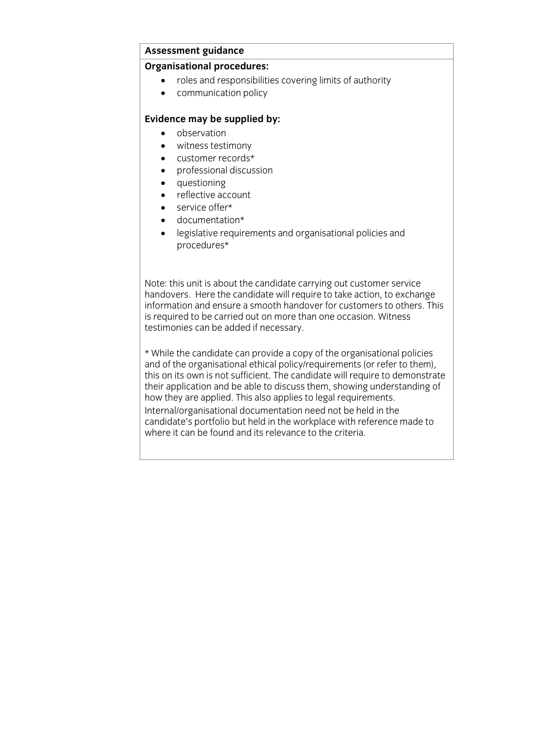**Assessment guidance**

**Organisational procedures:**

- roles and responsibilities covering limits of authority
- communication policy

**Evidence may be supplied by:**

- observation
- witness testimony
- customer records*
- professional discussion
- questioning
- reflective account
- service offer*
- documentation*
- legislative requirements and organisational policies and procedures*

Note: this unit is about the candidate carrying out customer service handovers. Here the candidate will require to take action, to exchange information and ensure a smooth handover for customers to others. This is required to be carried out on more than one occasion. Witness testimonies can be added if necessary.

* While the candidate can provide a copy of the organisational policies and of the organisational ethical policy/requirements (or refer to them), this on its own is not sufficient. The candidate will require to demonstrate their application and be able to discuss them, showing understanding of how they are applied. This also applies to legal requirements. Internal/organisational documentation need not be held in the candidate's portfolio but held in the workplace with reference made to where it can be found and its relevance to the criteria.